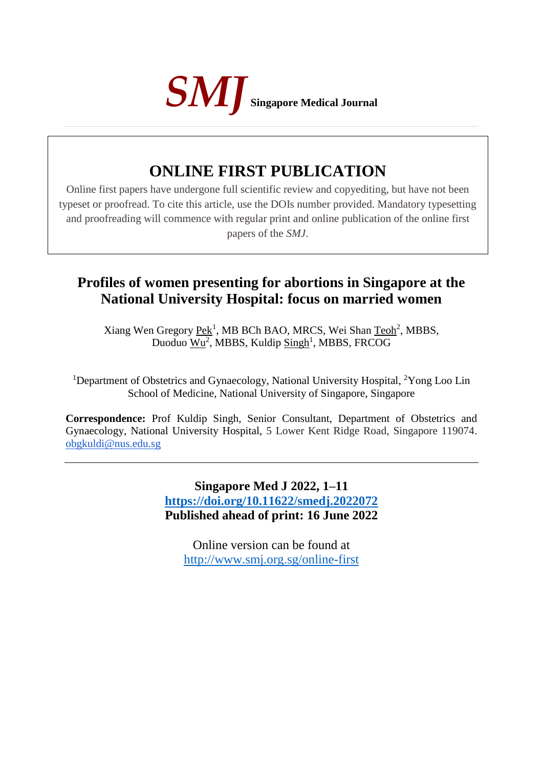***SMJ*** **Singapore Medical Journal**

# ONLINE FIRST PUBLICATION

Online first papers have undergone full scientific review and copyediting, but have not been typeset or proofread. To cite this article, use the DOIs number provided. Mandatory typesetting and proofreading will commence with regular print and online publication of the online first papers of the *SMJ*.

## Profiles of women presenting for abortions in Singapore at the National University Hospital: focus on married women

Xiang Wen Gregory Pek[1], MB BCh BAO, MRCS, Wei Shan Teoh[2], MBBS, Duoduo Wu[2], MBBS, Kuldip Singh[1], MBBS, FRCOG

[1]Department of Obstetrics and Gynaecology, National University Hospital, [2]Yong Loo Lin School of Medicine, National University of Singapore, Singapore

**Correspondence:** Prof Kuldip Singh, Senior Consultant, Department of Obstetrics and Gynaecology, National University Hospital, 5 Lower Kent Ridge Road, Singapore 119074. obgkuldi@nus.edu.sg

---

**Singapore Med J 2022, 1–11**
**https://doi.org/10.11622/smedj.2022072**
**Published ahead of print: 16 June 2022**

Online version can be found at
http://www.smj.org.sg/online-first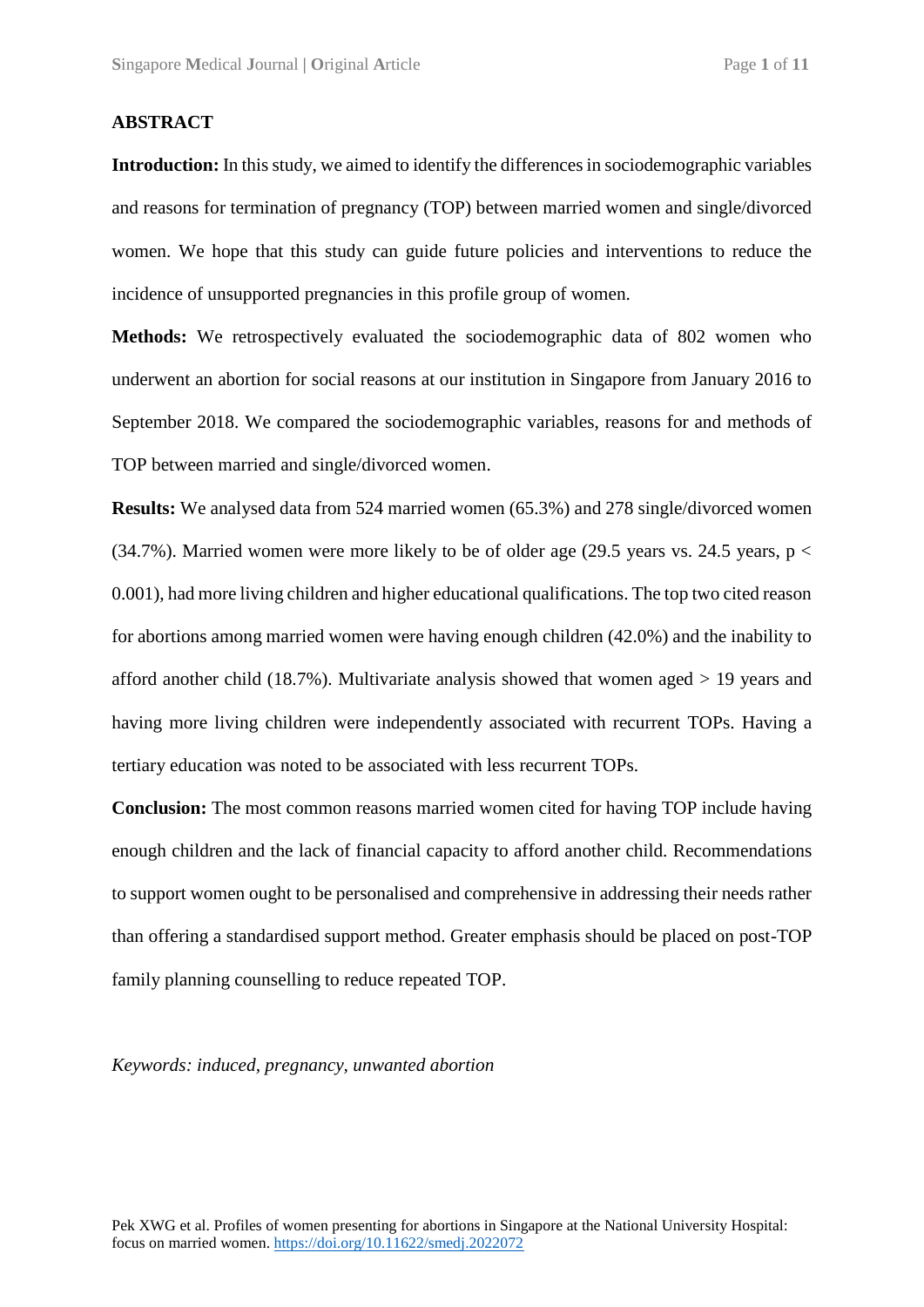## ABSTRACT

**Introduction:** In this study, we aimed to identify the differences in sociodemographic variables and reasons for termination of pregnancy (TOP) between married women and single/divorced women. We hope that this study can guide future policies and interventions to reduce the incidence of unsupported pregnancies in this profile group of women.

**Methods:** We retrospectively evaluated the sociodemographic data of 802 women who underwent an abortion for social reasons at our institution in Singapore from January 2016 to September 2018. We compared the sociodemographic variables, reasons for and methods of TOP between married and single/divorced women.

**Results:** We analysed data from 524 married women (65.3%) and 278 single/divorced women (34.7%). Married women were more likely to be of older age (29.5 years vs. 24.5 years, $p < 0.001$), had more living children and higher educational qualifications. The top two cited reason for abortions among married women were having enough children (42.0%) and the inability to afford another child (18.7%). Multivariate analysis showed that women aged > 19 years and having more living children were independently associated with recurrent TOPs. Having a tertiary education was noted to be associated with less recurrent TOPs.

**Conclusion:** The most common reasons married women cited for having TOP include having enough children and the lack of financial capacity to afford another child. Recommendations to support women ought to be personalised and comprehensive in addressing their needs rather than offering a standardised support method. Greater emphasis should be placed on post-TOP family planning counselling to reduce repeated TOP.

*Keywords: induced, pregnancy, unwanted abortion*

Pek XWG et al. Profiles of women presenting for abortions in Singapore at the National University Hospital: focus on married women. https://doi.org/10.11622/smedj.2022072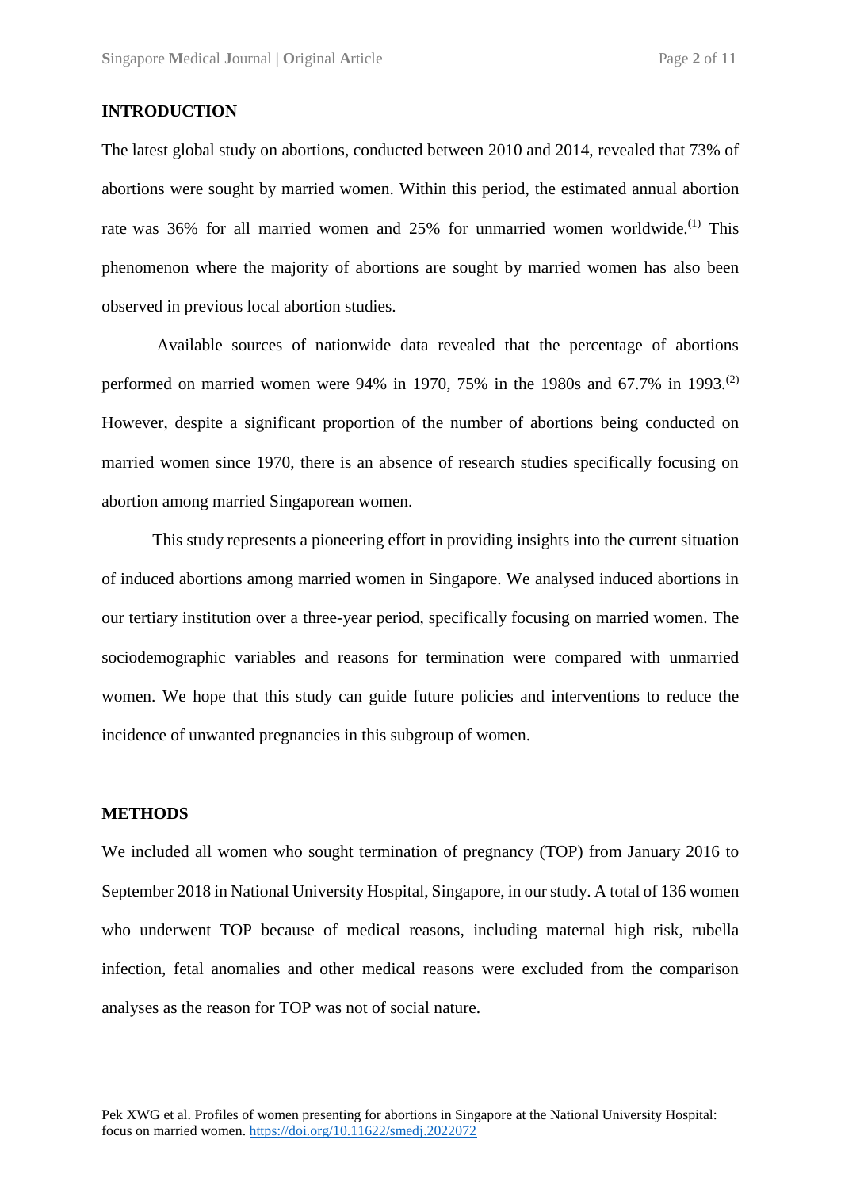## INTRODUCTION

The latest global study on abortions, conducted between 2010 and 2014, revealed that 73% of abortions were sought by married women. Within this period, the estimated annual abortion rate was 36% for all married women and 25% for unmarried women worldwide.[1] This phenomenon where the majority of abortions are sought by married women has also been observed in previous local abortion studies.

Available sources of nationwide data revealed that the percentage of abortions performed on married women were 94% in 1970, 75% in the 1980s and 67.7% in 1993.[2] However, despite a significant proportion of the number of abortions being conducted on married women since 1970, there is an absence of research studies specifically focusing on abortion among married Singaporean women.

This study represents a pioneering effort in providing insights into the current situation of induced abortions among married women in Singapore. We analysed induced abortions in our tertiary institution over a three-year period, specifically focusing on married women. The sociodemographic variables and reasons for termination were compared with unmarried women. We hope that this study can guide future policies and interventions to reduce the incidence of unwanted pregnancies in this subgroup of women.

## METHODS

We included all women who sought termination of pregnancy (TOP) from January 2016 to September 2018 in National University Hospital, Singapore, in our study. A total of 136 women who underwent TOP because of medical reasons, including maternal high risk, rubella infection, fetal anomalies and other medical reasons were excluded from the comparison analyses as the reason for TOP was not of social nature.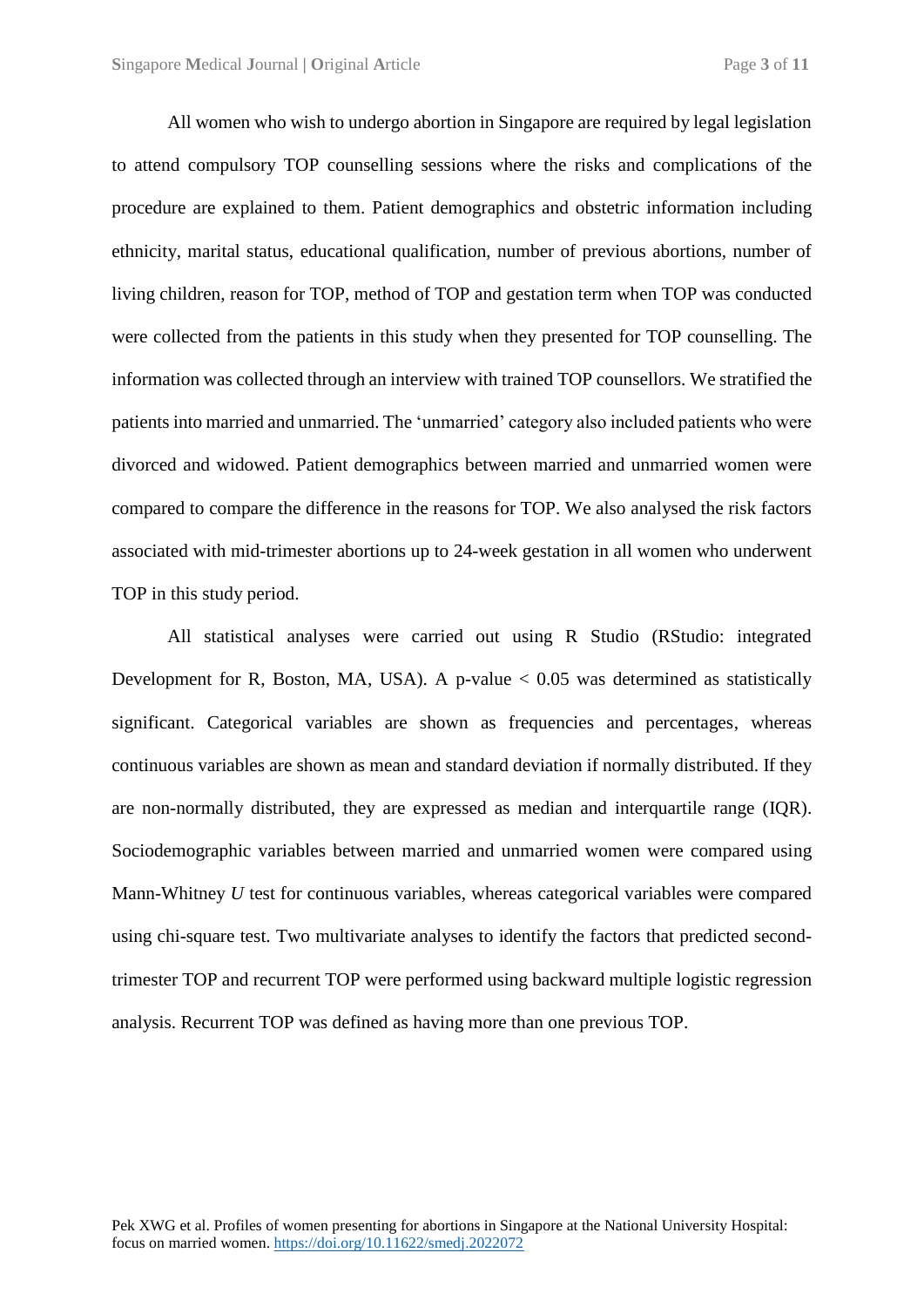All women who wish to undergo abortion in Singapore are required by legal legislation to attend compulsory TOP counselling sessions where the risks and complications of the procedure are explained to them. Patient demographics and obstetric information including ethnicity, marital status, educational qualification, number of previous abortions, number of living children, reason for TOP, method of TOP and gestation term when TOP was conducted were collected from the patients in this study when they presented for TOP counselling. The information was collected through an interview with trained TOP counsellors. We stratified the patients into married and unmarried. The 'unmarried' category also included patients who were divorced and widowed. Patient demographics between married and unmarried women were compared to compare the difference in the reasons for TOP. We also analysed the risk factors associated with mid-trimester abortions up to 24-week gestation in all women who underwent TOP in this study period.

All statistical analyses were carried out using R Studio (RStudio: integrated Development for R, Boston, MA, USA). A p-value $< 0.05$ was determined as statistically significant. Categorical variables are shown as frequencies and percentages, whereas continuous variables are shown as mean and standard deviation if normally distributed. If they are non-normally distributed, they are expressed as median and interquartile range (IQR). Sociodemographic variables between married and unmarried women were compared using Mann-Whitney *U* test for continuous variables, whereas categorical variables were compared using chi-square test. Two multivariate analyses to identify the factors that predicted second-trimester TOP and recurrent TOP were performed using backward multiple logistic regression analysis. Recurrent TOP was defined as having more than one previous TOP.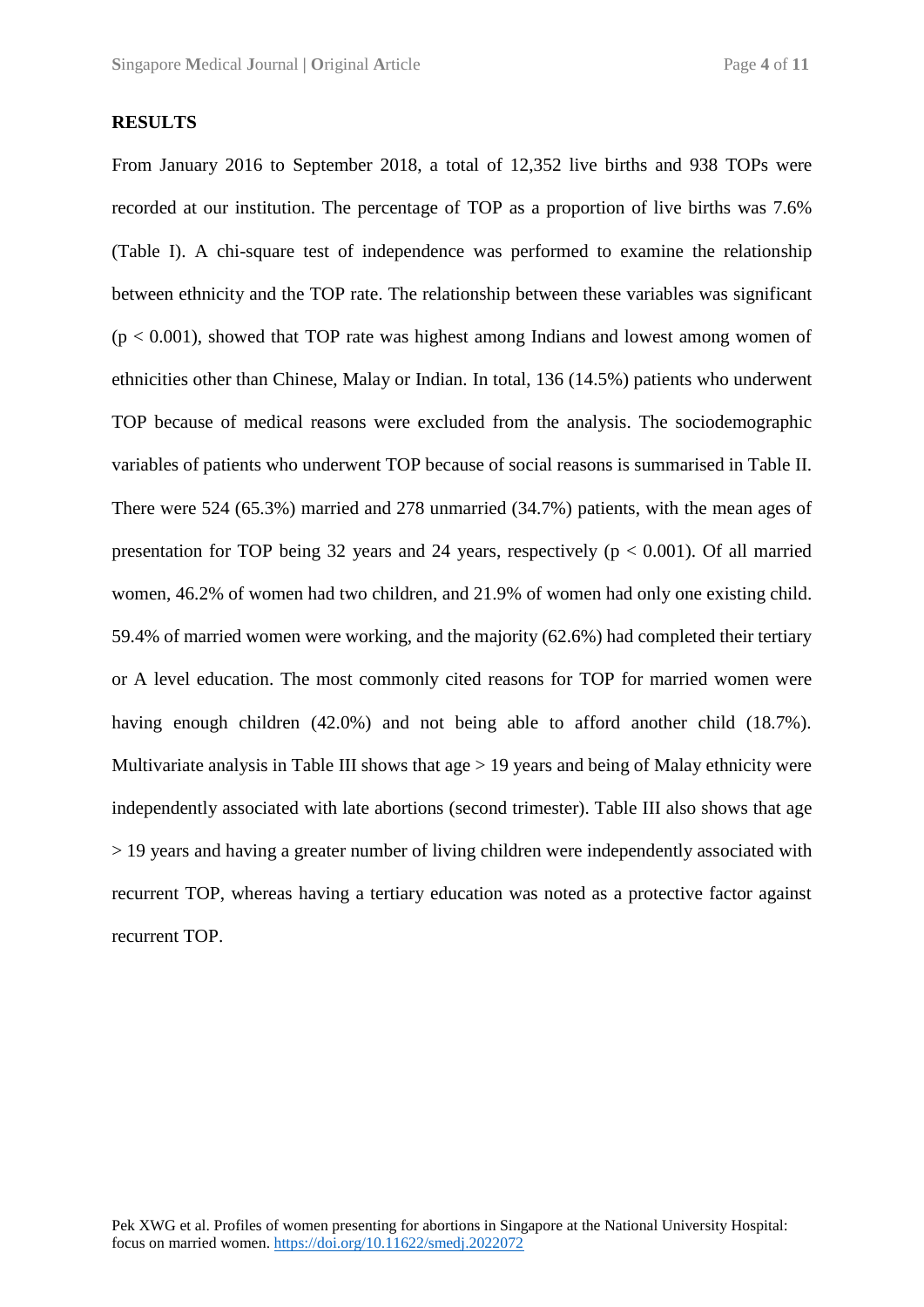## RESULTS

From January 2016 to September 2018, a total of 12,352 live births and 938 TOPs were recorded at our institution. The percentage of TOP as a proportion of live births was 7.6% (Table I). A chi-square test of independence was performed to examine the relationship between ethnicity and the TOP rate. The relationship between these variables was significant ($p < 0.001$), showed that TOP rate was highest among Indians and lowest among women of ethnicities other than Chinese, Malay or Indian. In total, 136 (14.5%) patients who underwent TOP because of medical reasons were excluded from the analysis. The sociodemographic variables of patients who underwent TOP because of social reasons is summarised in Table II. There were 524 (65.3%) married and 278 unmarried (34.7%) patients, with the mean ages of presentation for TOP being 32 years and 24 years, respectively ($p < 0.001$). Of all married women, 46.2% of women had two children, and 21.9% of women had only one existing child. 59.4% of married women were working, and the majority (62.6%) had completed their tertiary or A level education. The most commonly cited reasons for TOP for married women were having enough children (42.0%) and not being able to afford another child (18.7%). Multivariate analysis in Table III shows that age > 19 years and being of Malay ethnicity were independently associated with late abortions (second trimester). Table III also shows that age > 19 years and having a greater number of living children were independently associated with recurrent TOP, whereas having a tertiary education was noted as a protective factor against recurrent TOP.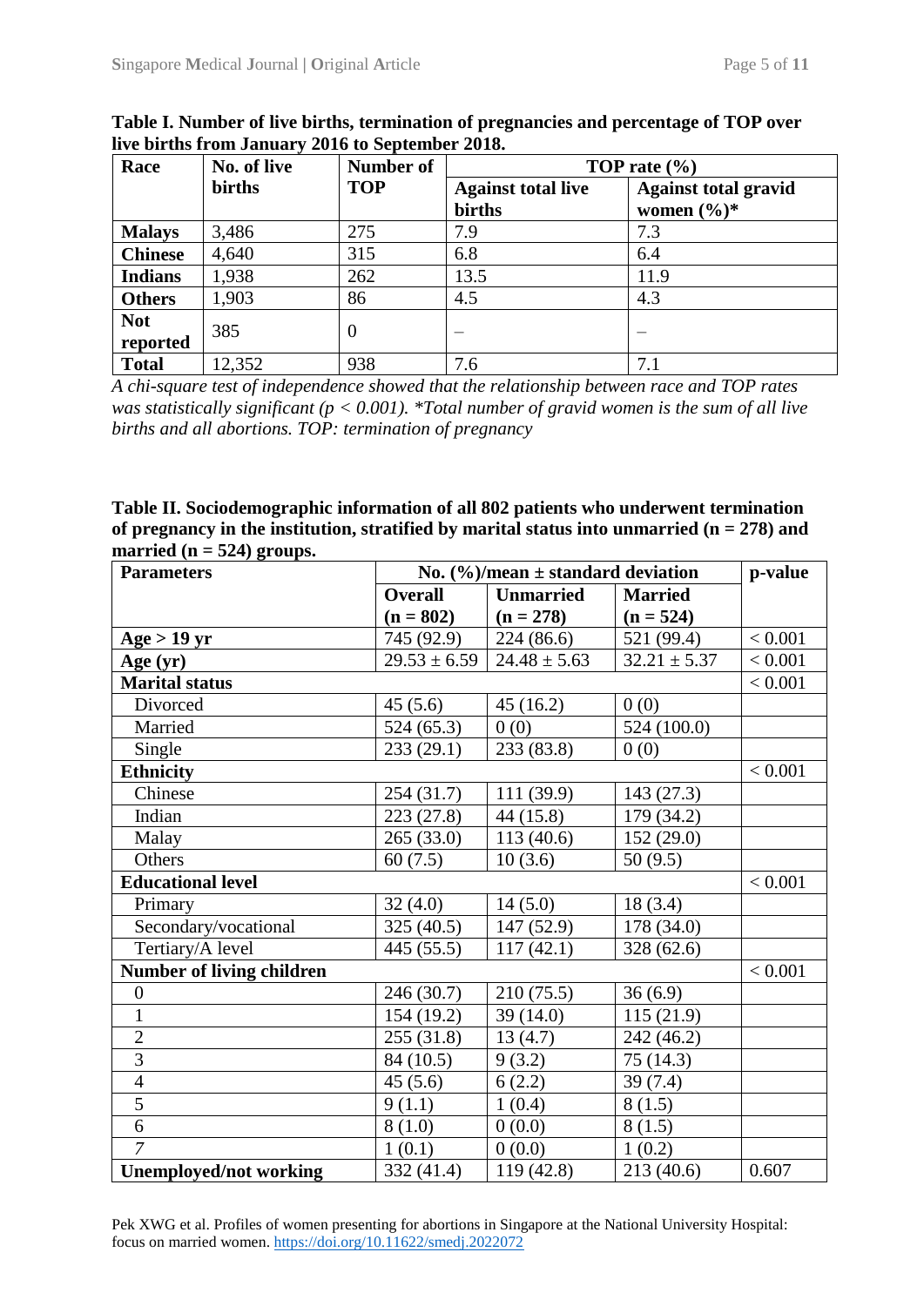**Table I. Number of live births, termination of pregnancies and percentage of TOP over live births from January 2016 to September 2018.**

| Race | No. of live births | Number of TOP | TOP rate (%) | |
|---|---|---|---|---|
| | | | Against total live births | Against total gravid women (%)* |
| **Malays** | 3,486 | 275 | 7.9 | 7.3 |
| **Chinese** | 4,640 | 315 | 6.8 | 6.4 |
| **Indians** | 1,938 | 262 | 13.5 | 11.9 |
| **Others** | 1,903 | 86 | 4.5 | 4.3 |
| **Not reported** | 385 | 0 | – | – |
| **Total** | 12,352 | 938 | 7.6 | 7.1 |

*A chi-square test of independence showed that the relationship between race and TOP rates was statistically significant ($p < 0.001$). \*Total number of gravid women is the sum of all live births and all abortions. TOP: termination of pregnancy*

**Table II. Sociodemographic information of all 802 patients who underwent termination of pregnancy in the institution, stratified by marital status into unmarried (n = 278) and married (n = 524) groups.**

| Parameters | No. (%)/mean ± standard deviation | | | p-value |
|---|---|---|---|---|
| | Overall (n = 802) | Unmarried (n = 278) | Married (n = 524) | |
| **Age > 19 yr** | 745 (92.9) | 224 (86.6) | 521 (99.4) | < 0.001 |
| **Age (yr)** | 29.53 ± 6.59 | 24.48 ± 5.63 | 32.21 ± 5.37 | < 0.001 |
| **Marital status** | | | | < 0.001 |
| Divorced | 45 (5.6) | 45 (16.2) | 0 (0) | |
| Married | 524 (65.3) | 0 (0) | 524 (100.0) | |
| Single | 233 (29.1) | 233 (83.8) | 0 (0) | |
| **Ethnicity** | | | | < 0.001 |
| Chinese | 254 (31.7) | 111 (39.9) | 143 (27.3) | |
| Indian | 223 (27.8) | 44 (15.8) | 179 (34.2) | |
| Malay | 265 (33.0) | 113 (40.6) | 152 (29.0) | |
| Others | 60 (7.5) | 10 (3.6) | 50 (9.5) | |
| **Educational level** | | | | < 0.001 |
| Primary | 32 (4.0) | 14 (5.0) | 18 (3.4) | |
| Secondary/vocational | 325 (40.5) | 147 (52.9) | 178 (34.0) | |
| Tertiary/A level | 445 (55.5) | 117 (42.1) | 328 (62.6) | |
| **Number of living children** | | | | < 0.001 |
| 0 | 246 (30.7) | 210 (75.5) | 36 (6.9) | |
| 1 | 154 (19.2) | 39 (14.0) | 115 (21.9) | |
| 2 | 255 (31.8) | 13 (4.7) | 242 (46.2) | |
| 3 | 84 (10.5) | 9 (3.2) | 75 (14.3) | |
| 4 | 45 (5.6) | 6 (2.2) | 39 (7.4) | |
| 5 | 9 (1.1) | 1 (0.4) | 8 (1.5) | |
| 6 | 8 (1.0) | 0 (0.0) | 8 (1.5) | |
| *7* | 1 (0.1) | 0 (0.0) | 1 (0.2) | |
| **Unemployed/not working** | 332 (41.4) | 119 (42.8) | 213 (40.6) | 0.607 |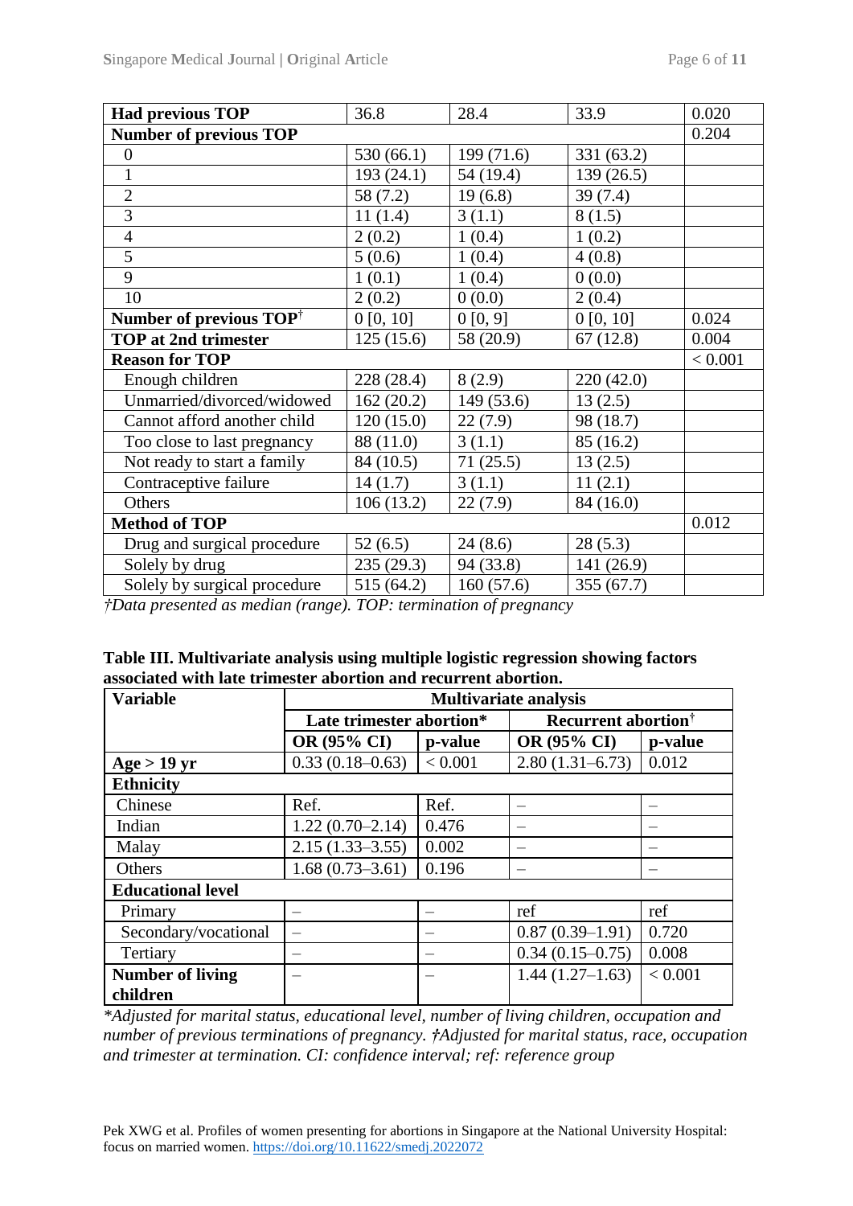| Had previous TOP | 36.8 | 28.4 | 33.9 | 0.020 |
|---|---|---|---|---|
| **Number of previous TOP** | | | | 0.204 |
| 0 | 530 (66.1) | 199 (71.6) | 331 (63.2) | |
| 1 | 193 (24.1) | 54 (19.4) | 139 (26.5) | |
| 2 | 58 (7.2) | 19 (6.8) | 39 (7.4) | |
| 3 | 11 (1.4) | 3 (1.1) | 8 (1.5) | |
| 4 | 2 (0.2) | 1 (0.4) | 1 (0.2) | |
| 5 | 5 (0.6) | 1 (0.4) | 4 (0.8) | |
| 9 | 1 (0.1) | 1 (0.4) | 0 (0.0) | |
| 10 | 2 (0.2) | 0 (0.0) | 2 (0.4) | |
| **Number of previous TOP**† | 0 [0, 10] | 0 [0, 9] | 0 [0, 10] | 0.024 |
| **TOP at 2nd trimester** | 125 (15.6) | 58 (20.9) | 67 (12.8) | 0.004 |
| **Reason for TOP** | | | | < 0.001 |
| Enough children | 228 (28.4) | 8 (2.9) | 220 (42.0) | |
| Unmarried/divorced/widowed | 162 (20.2) | 149 (53.6) | 13 (2.5) | |
| Cannot afford another child | 120 (15.0) | 22 (7.9) | 98 (18.7) | |
| Too close to last pregnancy | 88 (11.0) | 3 (1.1) | 85 (16.2) | |
| Not ready to start a family | 84 (10.5) | 71 (25.5) | 13 (2.5) | |
| Contraceptive failure | 14 (1.7) | 3 (1.1) | 11 (2.1) | |
| Others | 106 (13.2) | 22 (7.9) | 84 (16.0) | |
| **Method of TOP** | | | | 0.012 |
| Drug and surgical procedure | 52 (6.5) | 24 (8.6) | 28 (5.3) | |
| Solely by drug | 235 (29.3) | 94 (33.8) | 141 (26.9) | |
| Solely by surgical procedure | 515 (64.2) | 160 (57.6) | 355 (67.7) | |

*†Data presented as median (range). TOP: termination of pregnancy*

**Table III. Multivariate analysis using multiple logistic regression showing factors associated with late trimester abortion and recurrent abortion.**

| Variable | Multivariate analysis | | | |
|---|---|---|---|---|
| | Late trimester abortion* | | Recurrent abortion† | |
| | OR (95% CI) | p-value | OR (95% CI) | p-value |
| **Age > 19 yr** | 0.33 (0.18–0.63) | < 0.001 | 2.80 (1.31–6.73) | 0.012 |
| **Ethnicity** | | | | |
| Chinese | Ref. | Ref. | – | – |
| Indian | 1.22 (0.70–2.14) | 0.476 | – | – |
| Malay | 2.15 (1.33–3.55) | 0.002 | – | – |
| Others | 1.68 (0.73–3.61) | 0.196 | – | – |
| **Educational level** | | | | |
| Primary | – | – | ref | ref |
| Secondary/vocational | – | – | 0.87 (0.39–1.91) | 0.720 |
| Tertiary | – | – | 0.34 (0.15–0.75) | 0.008 |
| **Number of living children** | – | – | 1.44 (1.27–1.63) | < 0.001 |

*\*Adjusted for marital status, educational level, number of living children, occupation and number of previous terminations of pregnancy. †Adjusted for marital status, race, occupation and trimester at termination. CI: confidence interval; ref: reference group*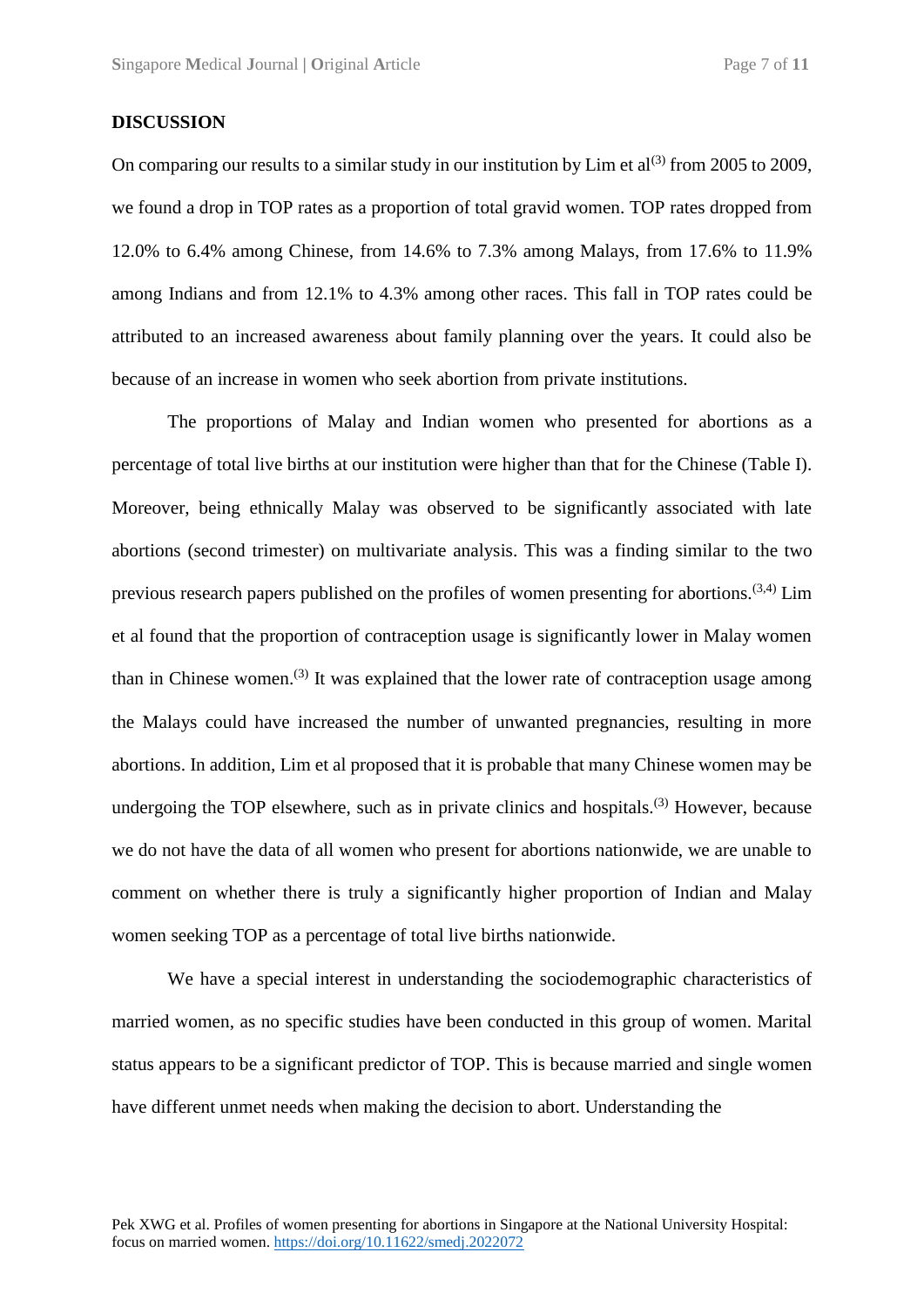## DISCUSSION

On comparing our results to a similar study in our institution by Lim et al[3] from 2005 to 2009, we found a drop in TOP rates as a proportion of total gravid women. TOP rates dropped from 12.0% to 6.4% among Chinese, from 14.6% to 7.3% among Malays, from 17.6% to 11.9% among Indians and from 12.1% to 4.3% among other races. This fall in TOP rates could be attributed to an increased awareness about family planning over the years. It could also be because of an increase in women who seek abortion from private institutions.

The proportions of Malay and Indian women who presented for abortions as a percentage of total live births at our institution were higher than that for the Chinese (Table I). Moreover, being ethnically Malay was observed to be significantly associated with late abortions (second trimester) on multivariate analysis. This was a finding similar to the two previous research papers published on the profiles of women presenting for abortions.[3,4] Lim et al found that the proportion of contraception usage is significantly lower in Malay women than in Chinese women.[3] It was explained that the lower rate of contraception usage among the Malays could have increased the number of unwanted pregnancies, resulting in more abortions. In addition, Lim et al proposed that it is probable that many Chinese women may be undergoing the TOP elsewhere, such as in private clinics and hospitals.[3] However, because we do not have the data of all women who present for abortions nationwide, we are unable to comment on whether there is truly a significantly higher proportion of Indian and Malay women seeking TOP as a percentage of total live births nationwide.

We have a special interest in understanding the sociodemographic characteristics of married women, as no specific studies have been conducted in this group of women. Marital status appears to be a significant predictor of TOP. This is because married and single women have different unmet needs when making the decision to abort. Understanding the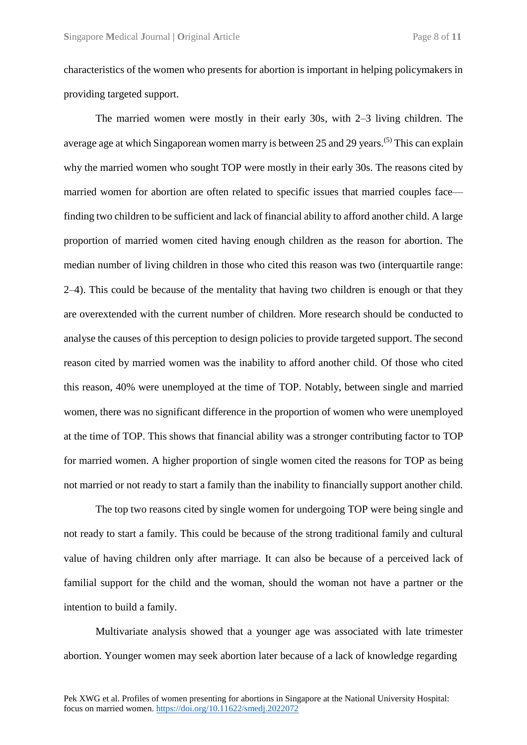characteristics of the women who presents for abortion is important in helping policymakers in providing targeted support.

The married women were mostly in their early 30s, with 2–3 living children. The average age at which Singaporean women marry is between 25 and 29 years.[5] This can explain why the married women who sought TOP were mostly in their early 30s. The reasons cited by married women for abortion are often related to specific issues that married couples face—finding two children to be sufficient and lack of financial ability to afford another child. A large proportion of married women cited having enough children as the reason for abortion. The median number of living children in those who cited this reason was two (interquartile range: 2–4). This could be because of the mentality that having two children is enough or that they are overextended with the current number of children. More research should be conducted to analyse the causes of this perception to design policies to provide targeted support. The second reason cited by married women was the inability to afford another child. Of those who cited this reason, 40% were unemployed at the time of TOP. Notably, between single and married women, there was no significant difference in the proportion of women who were unemployed at the time of TOP. This shows that financial ability was a stronger contributing factor to TOP for married women. A higher proportion of single women cited the reasons for TOP as being not married or not ready to start a family than the inability to financially support another child.

The top two reasons cited by single women for undergoing TOP were being single and not ready to start a family. This could be because of the strong traditional family and cultural value of having children only after marriage. It can also be because of a perceived lack of familial support for the child and the woman, should the woman not have a partner or the intention to build a family.

Multivariate analysis showed that a younger age was associated with late trimester abortion. Younger women may seek abortion later because of a lack of knowledge regarding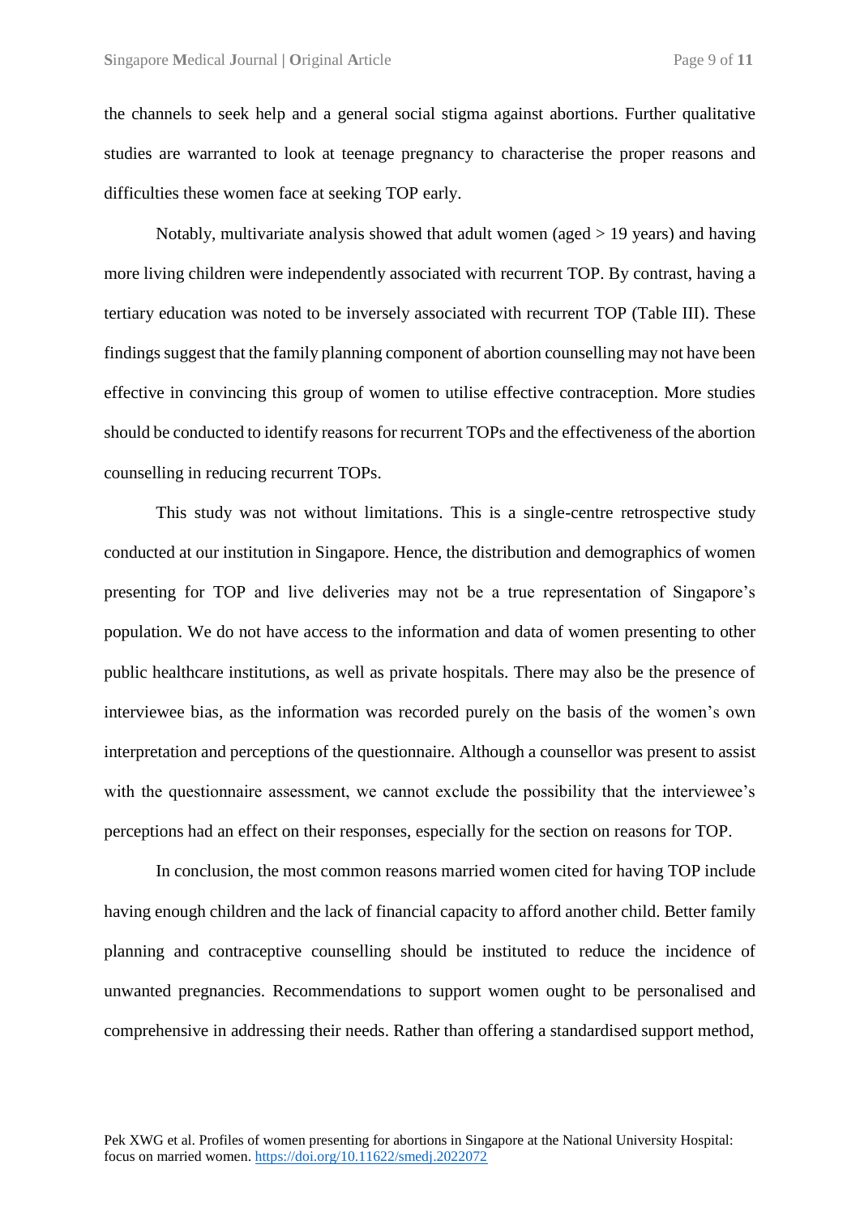the channels to seek help and a general social stigma against abortions. Further qualitative studies are warranted to look at teenage pregnancy to characterise the proper reasons and difficulties these women face at seeking TOP early.

Notably, multivariate analysis showed that adult women (aged > 19 years) and having more living children were independently associated with recurrent TOP. By contrast, having a tertiary education was noted to be inversely associated with recurrent TOP (Table III). These findings suggest that the family planning component of abortion counselling may not have been effective in convincing this group of women to utilise effective contraception. More studies should be conducted to identify reasons for recurrent TOPs and the effectiveness of the abortion counselling in reducing recurrent TOPs.

This study was not without limitations. This is a single-centre retrospective study conducted at our institution in Singapore. Hence, the distribution and demographics of women presenting for TOP and live deliveries may not be a true representation of Singapore's population. We do not have access to the information and data of women presenting to other public healthcare institutions, as well as private hospitals. There may also be the presence of interviewee bias, as the information was recorded purely on the basis of the women's own interpretation and perceptions of the questionnaire. Although a counsellor was present to assist with the questionnaire assessment, we cannot exclude the possibility that the interviewee's perceptions had an effect on their responses, especially for the section on reasons for TOP.

In conclusion, the most common reasons married women cited for having TOP include having enough children and the lack of financial capacity to afford another child. Better family planning and contraceptive counselling should be instituted to reduce the incidence of unwanted pregnancies. Recommendations to support women ought to be personalised and comprehensive in addressing their needs. Rather than offering a standardised support method,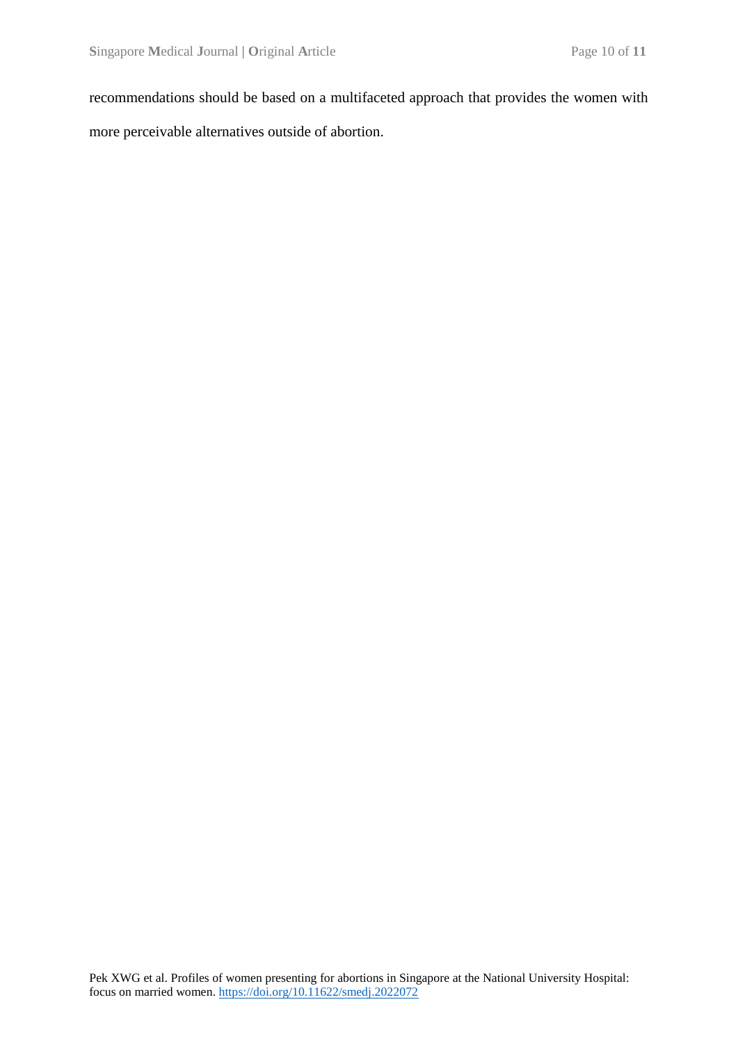recommendations should be based on a multifaceted approach that provides the women with more perceivable alternatives outside of abortion.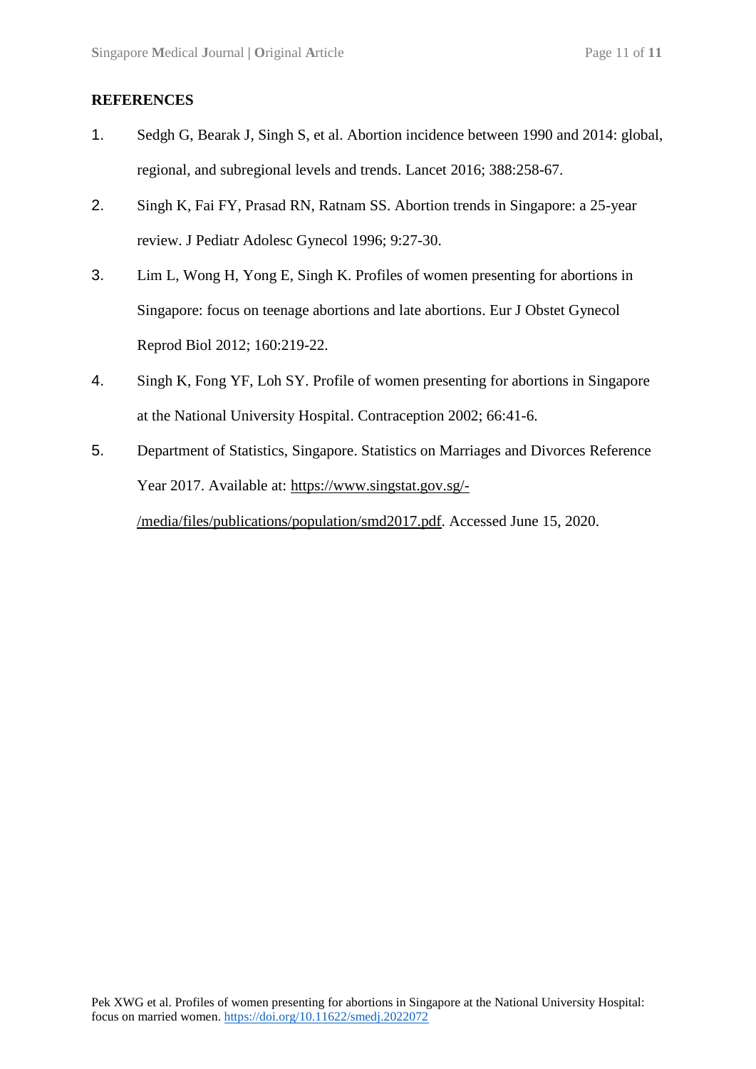## REFERENCES

1. Sedgh G, Bearak J, Singh S, et al. Abortion incidence between 1990 and 2014: global, regional, and subregional levels and trends. Lancet 2016; 388:258-67.
2. Singh K, Fai FY, Prasad RN, Ratnam SS. Abortion trends in Singapore: a 25-year review. J Pediatr Adolesc Gynecol 1996; 9:27-30.
3. Lim L, Wong H, Yong E, Singh K. Profiles of women presenting for abortions in Singapore: focus on teenage abortions and late abortions. Eur J Obstet Gynecol Reprod Biol 2012; 160:219-22.
4. Singh K, Fong YF, Loh SY. Profile of women presenting for abortions in Singapore at the National University Hospital. Contraception 2002; 66:41-6.
5. Department of Statistics, Singapore. Statistics on Marriages and Divorces Reference Year 2017. Available at: https://www.singstat.gov.sg/-/media/files/publications/population/smd2017.pdf. Accessed June 15, 2020.